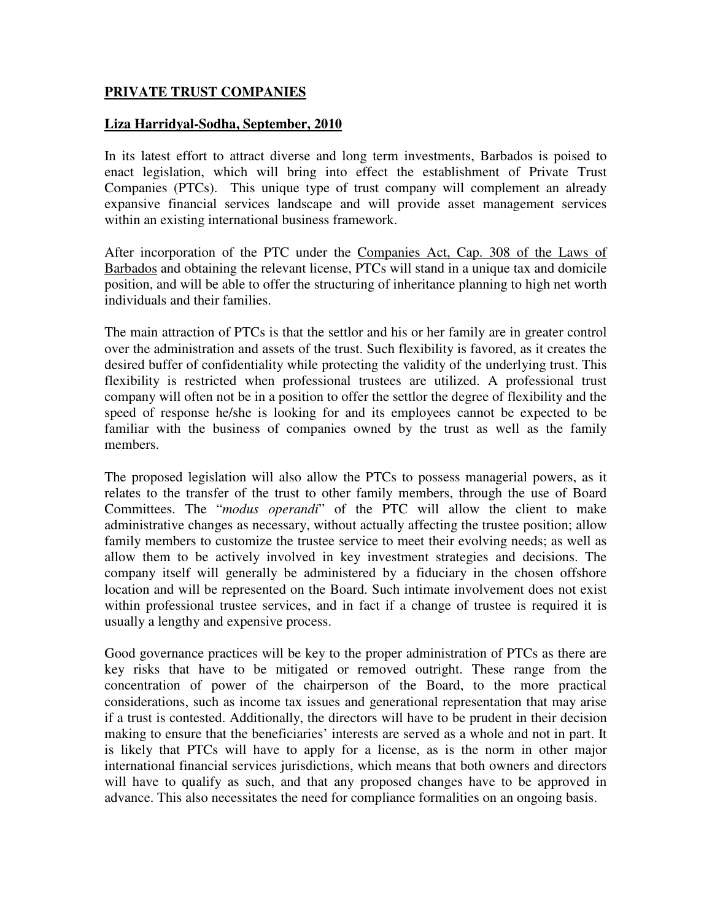# **PRIVATE TRUST COMPANIES**

**Liza Harridyal-Sodha, September, 2010**

In its latest effort to attract diverse and long term investments, Barbados is poised to enact legislation, which will bring into effect the establishment of Private Trust Companies (PTCs). This unique type of trust company will complement an already expansive financial services landscape and will provide asset management services within an existing international business framework.

After incorporation of the PTC under the Companies Act, Cap. 308 of the Laws of Barbados and obtaining the relevant license, PTCs will stand in a unique tax and domicile position, and will be able to offer the structuring of inheritance planning to high net worth individuals and their families.

The main attraction of PTCs is that the settlor and his or her family are in greater control over the administration and assets of the trust. Such flexibility is favored, as it creates the desired buffer of confidentiality while protecting the validity of the underlying trust. This flexibility is restricted when professional trustees are utilized. A professional trust company will often not be in a position to offer the settlor the degree of flexibility and the speed of response he/she is looking for and its employees cannot be expected to be familiar with the business of companies owned by the trust as well as the family members.

The proposed legislation will also allow the PTCs to possess managerial powers, as it relates to the transfer of the trust to other family members, through the use of Board Committees. The "*modus operandi*" of the PTC will allow the client to make administrative changes as necessary, without actually affecting the trustee position; allow family members to customize the trustee service to meet their evolving needs; as well as allow them to be actively involved in key investment strategies and decisions. The company itself will generally be administered by a fiduciary in the chosen offshore location and will be represented on the Board. Such intimate involvement does not exist within professional trustee services, and in fact if a change of trustee is required it is usually a lengthy and expensive process.

Good governance practices will be key to the proper administration of PTCs as there are key risks that have to be mitigated or removed outright. These range from the concentration of power of the chairperson of the Board, to the more practical considerations, such as income tax issues and generational representation that may arise if a trust is contested. Additionally, the directors will have to be prudent in their decision making to ensure that the beneficiaries' interests are served as a whole and not in part. It is likely that PTCs will have to apply for a license, as is the norm in other major international financial services jurisdictions, which means that both owners and directors will have to qualify as such, and that any proposed changes have to be approved in advance. This also necessitates the need for compliance formalities on an ongoing basis.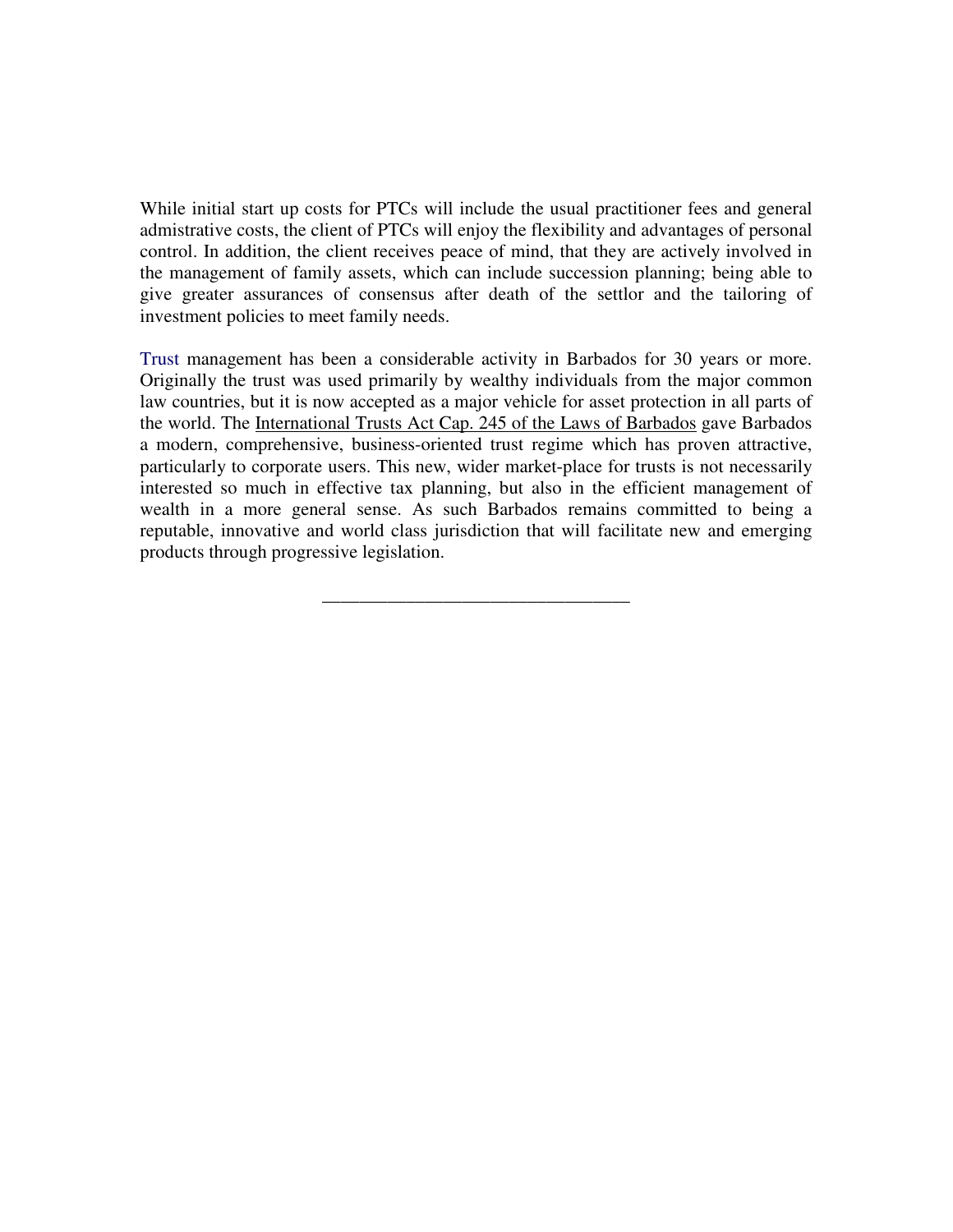While initial start up costs for PTCs will include the usual practitioner fees and general admistrative costs, the client of PTCs will enjoy the flexibility and advantages of personal control. In addition, the client receives peace of mind, that they are actively involved in the management of family assets, which can include succession planning; being able to give greater assurances of consensus after death of the settlor and the tailoring of investment policies to meet family needs.

Trust management has been a considerable activity in Barbados for 30 years or more. Originally the trust was used primarily by wealthy individuals from the major common law countries, but it is now accepted as a major vehicle for asset protection in all parts of the world. The International Trusts Act Cap. 245 of the Laws of Barbados gave Barbados a modern, comprehensive, business-oriented trust regime which has proven attractive, particularly to corporate users. This new, wider market-place for trusts is not necessarily interested so much in effective tax planning, but also in the efficient management of wealth in a more general sense. As such Barbados remains committed to being a reputable, innovative and world class jurisdiction that will facilitate new and emerging products through progressive legislation.

---